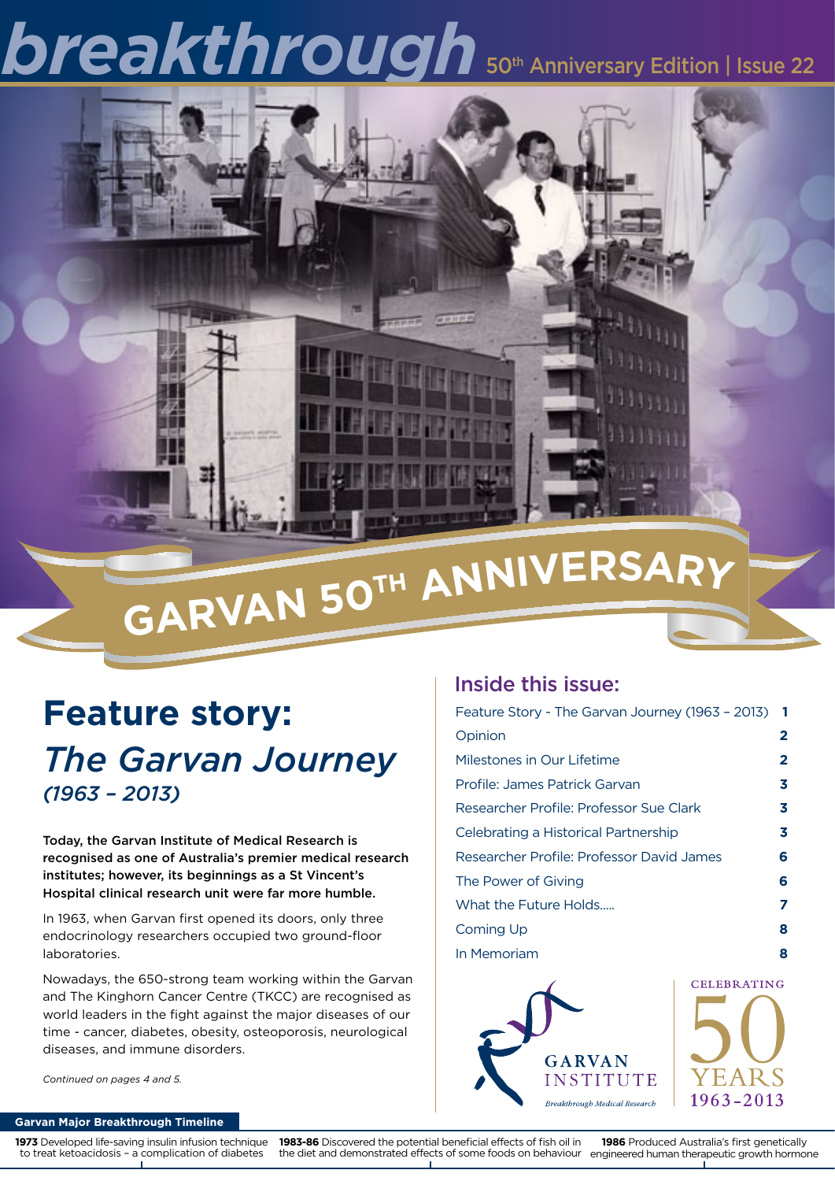# breakthrough

50th Anniversary Edition | Issue 22

GARVAN 50TH ANNIVERSARY

## Feature story: *The Garvan Journey* *(1963 – 2013)*

**Today, the Garvan Institute of Medical Research is recognised as one of Australia's premier medical research institutes; however, its beginnings as a St Vincent's Hospital clinical research unit were far more humble.**

In 1963, when Garvan first opened its doors, only three endocrinology researchers occupied two ground-floor laboratories.

Nowadays, the 650-strong team working within the Garvan and The Kinghorn Cancer Centre (TKCC) are recognised as world leaders in the fight against the major diseases of our time - cancer, diabetes, obesity, osteoporosis, neurological diseases, and immune disorders.

*Continued on pages 4 and 5.*

### Inside this issue:

| | |
|---|---|
| Feature Story - The Garvan Journey (1963 – 2013) | 1 |
| Opinion | 2 |
| Milestones in Our Lifetime | 2 |
| Profile: James Patrick Garvan | 3 |
| Researcher Profile: Professor Sue Clark | 3 |
| Celebrating a Historical Partnership | 3 |
| Researcher Profile: Professor David James | 6 |
| The Power of Giving | 6 |
| What the Future Holds..... | 7 |
| Coming Up | 8 |
| In Memoriam | 8 |

GARVAN INSTITUTE
*Breakthrough Medical Research*

CELEBRATING 50 YEARS 1963-2013

**Garvan Major Breakthrough Timeline**

**1973** Developed life-saving insulin infusion technique to treat ketoacidosis – a complication of diabetes

**1983-86** Discovered the potential beneficial effects of fish oil in the diet and demonstrated effects of some foods on behaviour

**1986** Produced Australia's first genetically engineered human therapeutic growth hormone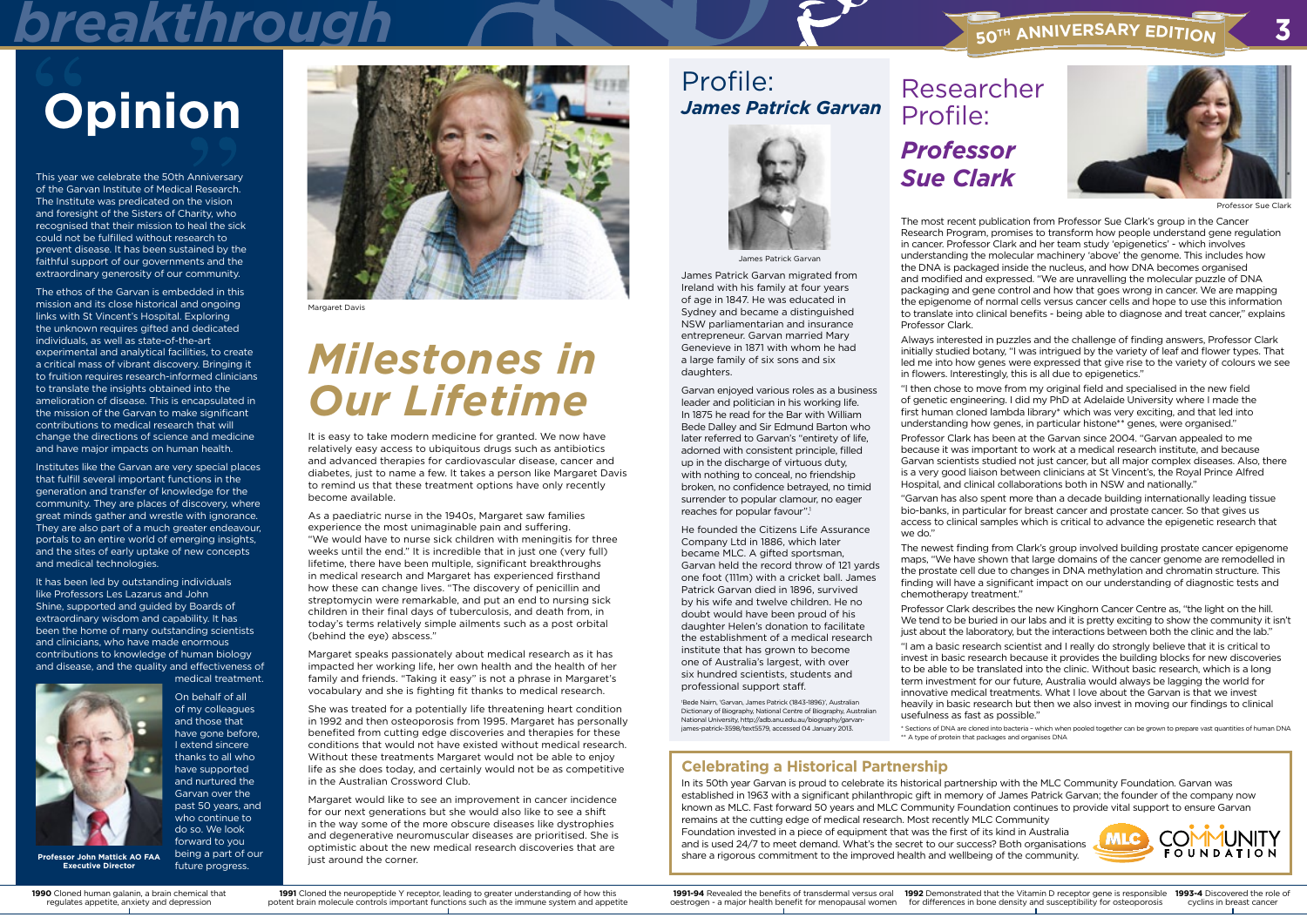# Opinion

This year we celebrate the 50th Anniversary of the Garvan Institute of Medical Research. The Institute was predicated on the vision and foresight of the Sisters of Charity, who recognised that their mission to heal the sick could not be fulfilled without research to prevent disease. It has been sustained by the faithful support of our governments and the extraordinary generosity of our community.

The ethos of the Garvan is embedded in this mission and its close historical and ongoing links with St Vincent's Hospital. Exploring the unknown requires gifted and dedicated individuals, as well as state-of-the-art experimental and analytical facilities, to create a critical mass of vibrant discovery. Bringing it to fruition requires research-informed clinicians to translate the insights obtained into the amelioration of disease. This is encapsulated in the mission of the Garvan to make significant contributions to medical research that will change the directions of science and medicine and have major impacts on human health.

Institutes like the Garvan are very special places that fulfill several important functions in the generation and transfer of knowledge for the community. They are places of discovery, where great minds gather and wrestle with ignorance. They are also part of a much greater endeavour, portals to an entire world of emerging insights, and the sites of early uptake of new concepts and medical technologies.

It has been led by outstanding individuals like Professors Les Lazarus and John Shine, supported and guided by Boards of extraordinary wisdom and capability. It has been the home of many outstanding scientists and clinicians, who have made enormous contributions to knowledge of human biology and disease, and the quality and effectiveness of medical treatment.

On behalf of all of my colleagues and those that have gone before, I extend sincere thanks to all who have supported and nurtured the Garvan over the past 50 years, and who continue to do so. We look forward to you being a part of our future progress.

**Professor John Mattick AO FAA**
**Executive Director**

Margaret Davis

# *Milestones in Our Lifetime*

It is easy to take modern medicine for granted. We now have relatively easy access to ubiquitous drugs such as antibiotics and advanced therapies for cardiovascular disease, cancer and diabetes, just to name a few. It takes a person like Margaret Davis to remind us that these treatment options have only recently become available.

As a paediatric nurse in the 1940s, Margaret saw families experience the most unimaginable pain and suffering. "We would have to nurse sick children with meningitis for three weeks until the end." It is incredible that in just one (very full) lifetime, there have been multiple, significant breakthroughs in medical research and Margaret has experienced firsthand how these can change lives. "The discovery of penicillin and streptomycin were remarkable, and put an end to nursing sick children in their final days of tuberculosis, and death from, in today's terms relatively simple ailments such as a post orbital (behind the eye) abscess."

Margaret speaks passionately about medical research as it has impacted her working life, her own health and the health of her family and friends. "Taking it easy" is not a phrase in Margaret's vocabulary and she is fighting fit thanks to medical research.

She was treated for a potentially life threatening heart condition in 1992 and then osteoporosis from 1995. Margaret has personally benefited from cutting edge discoveries and therapies for these conditions that would not have existed without medical research. Without these treatments Margaret would not be able to enjoy life as she does today, and certainly would not be as competitive in the Australian Crossword Club.

Margaret would like to see an improvement in cancer incidence for our next generations but she would also like to see a shift in the way some of the more obscure diseases like dystrophies and degenerative neuromuscular diseases are prioritised. She is optimistic about the new medical research discoveries that are just around the corner.

# Profile: *James Patrick Garvan*

James Patrick Garvan

James Patrick Garvan migrated from Ireland with his family at four years of age in 1847. He was educated in Sydney and became a distinguished NSW parliamentarian and insurance entrepreneur. Garvan married Mary Genevieve in 1871 with whom he had a large family of six sons and six daughters.

Garvan enjoyed various roles as a business leader and politician in his working life. In 1875 he read for the Bar with William Bede Dalley and Sir Edmund Barton who later referred to Garvan's "entirety of life, adorned with consistent principle, filled up in the discharge of virtuous duty, with nothing to conceal, no friendship broken, no confidence betrayed, no timid surrender to popular clamour, no eager reaches for popular favour".[1]

He founded the Citizens Life Assurance Company Ltd in 1886, which later became MLC. A gifted sportsman, Garvan held the record throw of 121 yards one foot (111m) with a cricket ball. James Patrick Garvan died in 1896, survived by his wife and twelve children. He no doubt would have been proud of his daughter Helen's donation to facilitate the establishment of a medical research institute that has grown to become one of Australia's largest, with over six hundred scientists, students and professional support staff.

[1] Bede Nairn, 'Garvan, James Patrick (1843-1896)', Australian Dictionary of Biography, National Centre of Biography, Australian National University, http://adb.anu.edu.au/biography/garvan-james-patrick-3598/text5579, accessed 04 January 2013.

# Researcher Profile: *Professor Sue Clark*

Professor Sue Clark

The most recent publication from Professor Sue Clark's group in the Cancer Research Program, promises to transform how people understand gene regulation in cancer. Professor Clark and her team study 'epigenetics' - which involves understanding the molecular machinery 'above' the genome. This includes how the DNA is packaged inside the nucleus, and how DNA becomes organised and modified and expressed. "We are unravelling the molecular puzzle of DNA packaging and gene control and how that goes wrong in cancer. We are mapping the epigenome of normal cells versus cancer cells and hope to use this information to translate into clinical benefits - being able to diagnose and treat cancer," explains Professor Clark.

Always interested in puzzles and the challenge of finding answers, Professor Clark initially studied botany, "I was intrigued by the variety of leaf and flower types. That led me into how genes were expressed that give rise to the variety of colours we see in flowers. Interestingly, this is all due to epigenetics."

"I then chose to move from my original field and specialised in the new field of genetic engineering. I did my PhD at Adelaide University where I made the first human cloned lambda library* which was very exciting, and that led into understanding how genes, in particular histone** genes, were organised."

Professor Clark has been at the Garvan since 2004. "Garvan appealed to me because it was important to work at a medical research institute, and because Garvan scientists studied not just cancer, but all major complex diseases. Also, there is a very good liaison between clinicians at St Vincent's, the Royal Prince Alfred Hospital, and clinical collaborations both in NSW and nationally."

"Garvan has also spent more than a decade building internationally leading tissue bio-banks, in particular for breast cancer and prostate cancer. So that gives us access to clinical samples which is critical to advance the epigenetic research that we do."

The newest finding from Clark's group involved building prostate cancer epigenome maps, "We have shown that large domains of the cancer genome are remodelled in the prostate cell due to changes in DNA methylation and chromatin structure. This finding will have a significant impact on our understanding of diagnostic tests and chemotherapy treatment."

Professor Clark describes the new Kinghorn Cancer Centre as, "the light on the hill. We tend to be buried in our labs and it is pretty exciting to show the community it isn't just about the laboratory, but the interactions between both the clinic and the lab."

"I am a basic research scientist and I really do strongly believe that it is critical to invest in basic research because it provides the building blocks for new discoveries to be able to be translated into the clinic. Without basic research, which is a long term investment for our future, Australia would always be lagging the world for innovative medical treatments. What I love about the Garvan is that we invest heavily in basic research but then we also invest in moving our findings to clinical usefulness as fast as possible."

\* Sections of DNA are cloned into bacteria - which when pooled together can be grown to prepare vast quantities of human DNA
\** A type of protein that packages and organises DNA

## Celebrating a Historical Partnership

In its 50th year Garvan is proud to celebrate its historical partnership with the MLC Community Foundation. Garvan was established in 1963 with a significant philanthropic gift in memory of James Patrick Garvan; the founder of the company now known as MLC. Fast forward 50 years and MLC Community Foundation continues to provide vital support to ensure Garvan remains at the cutting edge of medical research. Most recently MLC Community Foundation invested in a piece of equipment that was the first of its kind in Australia and is used 24/7 to meet demand. What's the secret to our success? Both organisations share a rigorous commitment to the improved health and wellbeing of the community.

**1990** Cloned human galanin, a brain chemical that regulates appetite, anxiety and depression

**1991** Cloned the neuropeptide Y receptor, leading to greater understanding of how this potent brain molecule controls important functions such as the immune system and appetite

**1991-94** Revealed the benefits of transdermal versus oral oestrogen - a major health benefit for menopausal women

**1992** Demonstrated that the Vitamin D receptor gene is responsible for differences in bone density and susceptibility for osteoporosis

**1993-4** Discovered the role of cyclins in breast cancer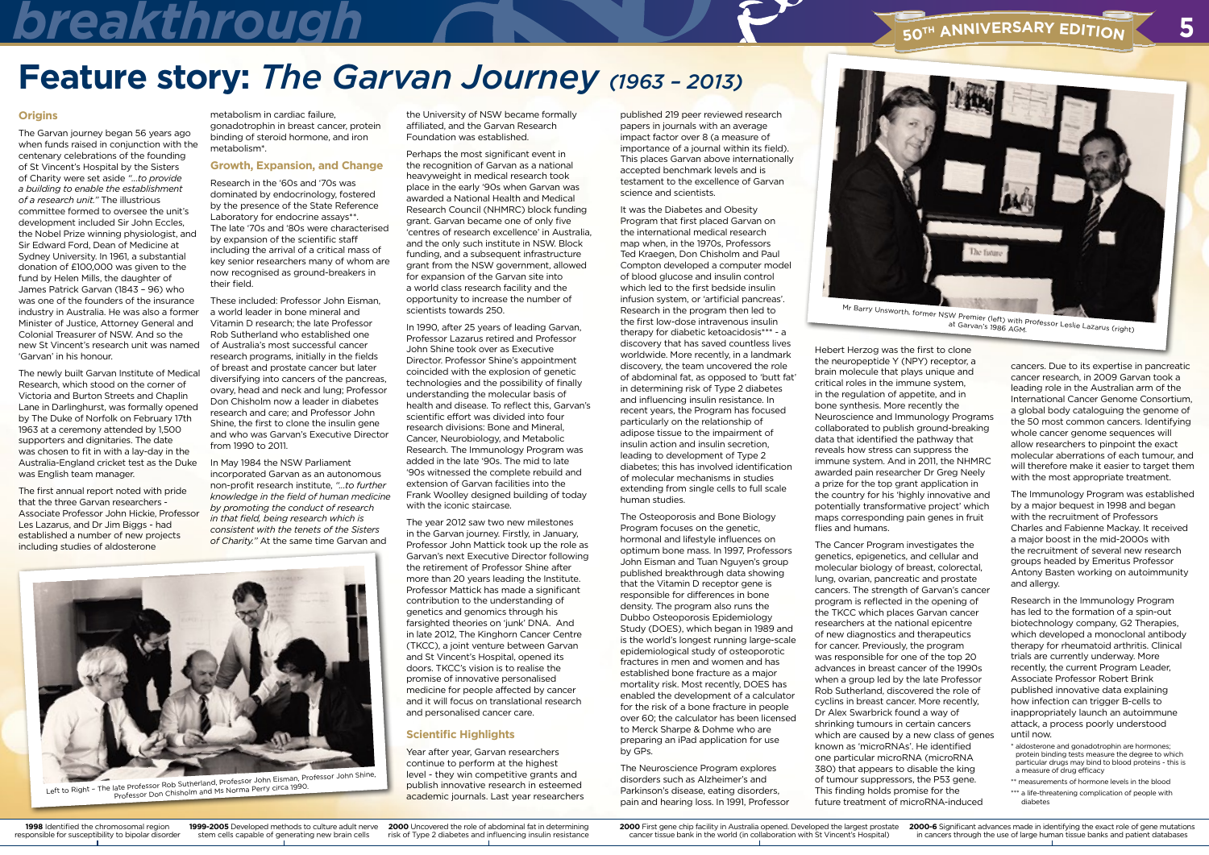# Feature story: *The Garvan Journey (1963 – 2013)*

## Origins

The Garvan journey began 56 years ago when funds raised in conjunction with the centenary celebrations of the founding of St Vincent's Hospital by the Sisters of Charity were set aside *"...to provide a building to enable the establishment of a research unit."* The illustrious committee formed to oversee the unit's development included Sir John Eccles, the Nobel Prize winning physiologist, and Sir Edward Ford, Dean of Medicine at Sydney University. In 1961, a substantial donation of £100,000 was given to the fund by Helen Mills, the daughter of James Patrick Garvan (1843 – 96) who was one of the founders of the insurance industry in Australia. He was also a former Minister of Justice, Attorney General and Colonial Treasurer of NSW. And so the new St Vincent's research unit was named 'Garvan' in his honour.

The newly built Garvan Institute of Medical Research, which stood on the corner of Victoria and Burton Streets and Chaplin Lane in Darlinghurst, was formally opened by The Duke of Norfolk on February 17th 1963 at a ceremony attended by 1,500 supporters and dignitaries. The date was chosen to fit in with a lay-day in the Australia-England cricket test as the Duke was English team manager.

The first annual report noted with pride that the three Garvan researchers - Associate Professor John Hickie, Professor Les Lazarus, and Dr Jim Biggs - had established a number of new projects including studies of aldosterone metabolism in cardiac failure, gonadotrophin in breast cancer, protein binding of steroid hormone, and iron metabolism*.

Left to Right – The late Professor Rob Sutherland, Professor John Eisman, Professor John Shine, Professor Don Chisholm and Ms Norma Perry circa 1990.

## Growth, Expansion, and Change

Research in the '60s and '70s was dominated by endocrinology, fostered by the presence of the State Reference Laboratory for endocrine assays**. The late '70s and '80s were characterised by expansion of the scientific staff including the arrival of a critical mass of key senior researchers many of whom are now recognised as ground-breakers in their field.

These included: Professor John Eisman, a world leader in bone mineral and Vitamin D research; the late Professor Rob Sutherland who established one of Australia's most successful cancer research programs, initially in the fields of breast and prostate cancer but later diversifying into cancers of the pancreas, ovary, head and neck and lung; Professor Don Chisholm now a leader in diabetes research and care; and Professor John Shine, the first to clone the insulin gene and who was Garvan's Executive Director from 1990 to 2011.

In May 1984 the NSW Parliament incorporated Garvan as an autonomous non-profit research institute, *"...to further knowledge in the field of human medicine by promoting the conduct of research in that field, being research which is consistent with the tenets of the Sisters of Charity."* At the same time Garvan and the University of NSW became formally affiliated, and the Garvan Research Foundation was established.

Perhaps the most significant event in the recognition of Garvan as a national heavyweight in medical research took place in the early '90s when Garvan was awarded a National Health and Medical Research Council (NHMRC) block funding grant. Garvan became one of only five 'centres of research excellence' in Australia, and the only such institute in NSW. Block funding, and a subsequent infrastructure grant from the NSW government, allowed for expansion of the Garvan site into a world class research facility and the opportunity to increase the number of scientists towards 250.

In 1990, after 25 years of leading Garvan, Professor Lazarus retired and Professor John Shine took over as Executive Director. Professor Shine's appointment coincided with the explosion of genetic technologies and the possibility of finally understanding the molecular basis of health and disease. To reflect this, Garvan's scientific effort was divided into four research divisions: Bone and Mineral, Cancer, Neurobiology, and Metabolic Research. The Immunology Program was added in the late '90s. The mid to late '90s witnessed the complete rebuild and extension of Garvan facilities into the Frank Woolley designed building of today with the iconic staircase.

The year 2012 saw two new milestones in the Garvan journey. Firstly, in January, Professor John Mattick took up the role as Garvan's next Executive Director following the retirement of Professor Shine after more than 20 years leading the Institute. Professor Mattick has made a significant contribution to the understanding of genetics and genomics through his farsighted theories on 'junk' DNA. And in late 2012, The Kinghorn Cancer Centre (TKCC), a joint venture between Garvan and St Vincent's Hospital, opened its doors. TKCC's vision is to realise the promise of innovative personalised medicine for people affected by cancer and it will focus on translational research and personalised cancer care.

## Scientific Highlights

Year after year, Garvan researchers continue to perform at the highest level - they win competitive grants and publish innovative research in esteemed academic journals. Last year researchers published 219 peer reviewed research papers in journals with an average impact factor over 8 (a measure of importance of a journal within its field). This places Garvan above internationally accepted benchmark levels and is testament to the excellence of Garvan science and scientists.

It was the Diabetes and Obesity Program that first placed Garvan on the international medical research map when, in the 1970s, Professors Ted Kraegen, Don Chisholm and Paul Compton developed a computer model of blood glucose and insulin control which led to the first bedside insulin infusion system, or 'artificial pancreas'. Research in the program then led to the first low-dose intravenous insulin therapy for diabetic ketoacidosis*** - a discovery that has saved countless lives worldwide. More recently, in a landmark discovery, the team uncovered the role of abdominal fat, as opposed to 'butt fat' in determining risk of Type 2 diabetes and influencing insulin resistance. In recent years, the Program has focused particularly on the relationship of adipose tissue to the impairment of insulin action and insulin secretion, leading to development of Type 2 diabetes; this has involved identification of molecular mechanisms in studies extending from single cells to full scale human studies.

The Osteoporosis and Bone Biology Program focuses on the genetic, hormonal and lifestyle influences on optimum bone mass. In 1997, Professors John Eisman and Tuan Nguyen's group published breakthrough data showing that the Vitamin D receptor gene is responsible for differences in bone density. The program also runs the Dubbo Osteoporosis Epidemiology Study (DOES), which began in 1989 and is the world's longest running large-scale epidemiological study of osteoporotic fractures in men and women and has established bone fracture as a major mortality risk. Most recently, DOES has enabled the development of a calculator for the risk of a bone fracture in people over 60; the calculator has been licensed to Merck Sharpe & Dohme who are preparing an iPad application for use by GPs.

The Neuroscience Program explores disorders such as Alzheimer's and Parkinson's disease, eating disorders, pain and hearing loss. In 1991, Professor Hebert Herzog was the first to clone the neuropeptide Y (NPY) receptor, a brain molecule that plays unique and critical roles in the immune system, in the regulation of appetite, and in bone synthesis. More recently the Neuroscience and Immunology Programs collaborated to publish ground-breaking data that identified the pathway that reveals how stress can suppress the immune system. And in 2011, the NHMRC awarded pain researcher Dr Greg Neely a prize for the top grant application in the country for his 'highly innovative and potentially transformative project' which maps corresponding pain genes in fruit flies and humans.

Mr Barry Unsworth, former NSW Premier (left) with Professor Leslie Lazarus (right) at Garvan's 1986 AGM.

The Cancer Program investigates the genetics, epigenetics, and cellular and molecular biology of breast, colorectal, lung, ovarian, pancreatic and prostate cancers. The strength of Garvan's cancer program is reflected in the opening of the TKCC which places Garvan cancer researchers at the national epicentre of new diagnostics and therapeutics for cancer. Previously, the program was responsible for one of the top 20 advances in breast cancer of the 1990s when a group led by the late Professor Rob Sutherland, discovered the role of cyclins in breast cancer. More recently, Dr Alex Swarbrick found a way of shrinking tumours in certain cancers which are caused by a new class of genes known as 'microRNAs'. He identified one particular microRNA (microRNA 380) that appears to disable the king of tumour suppressors, the P53 gene. This finding holds promise for the future treatment of microRNA-induced cancers. Due to its expertise in pancreatic cancer research, in 2009 Garvan took a leading role in the Australian arm of the International Cancer Genome Consortium, a global body cataloguing the genome of the 50 most common cancers. Identifying whole cancer genome sequences will allow researchers to pinpoint the exact molecular aberrations of each tumour, and will therefore make it easier to target them with the most appropriate treatment.

The Immunology Program was established by a major bequest in 1998 and began with the recruitment of Professors Charles and Fabienne Mackay. It received a major boost in the mid-2000s with the recruitment of several new research groups headed by Emeritus Professor Antony Basten working on autoimmunity and allergy.

Research in the Immunology Program has led to the formation of a spin-out biotechnology company, G2 Therapies, which developed a monoclonal antibody therapy for rheumatoid arthritis. Clinical trials are currently underway. More recently, the current Program Leader, Associate Professor Robert Brink published innovative data explaining how infection can trigger B-cells to inappropriately launch an autoimmune attack, a process poorly understood until now.

\* aldosterone and gonadotrophin are hormones; protein binding tests measure the degree to which particular drugs may bind to blood proteins - this is a measure of drug efficacy

\*\* measurements of hormone levels in the blood

\*\*\* a life-threatening complication of people with diabetes

**1998** Identified the chromosomal region responsible for susceptibility to bipolar disorder

**1999-2005** Developed methods to culture adult nerve stem cells capable of generating new brain cells

**2000** Uncovered the role of abdominal fat in determining risk of Type 2 diabetes and influencing insulin resistance

**2000** First gene chip facility in Australia opened. Developed the largest prostate cancer tissue bank in the world (in collaboration with St Vincent's Hospital)

**2000-6** Significant advances made in identifying the exact role of gene mutations in cancers through the use of large human tissue banks and patient databases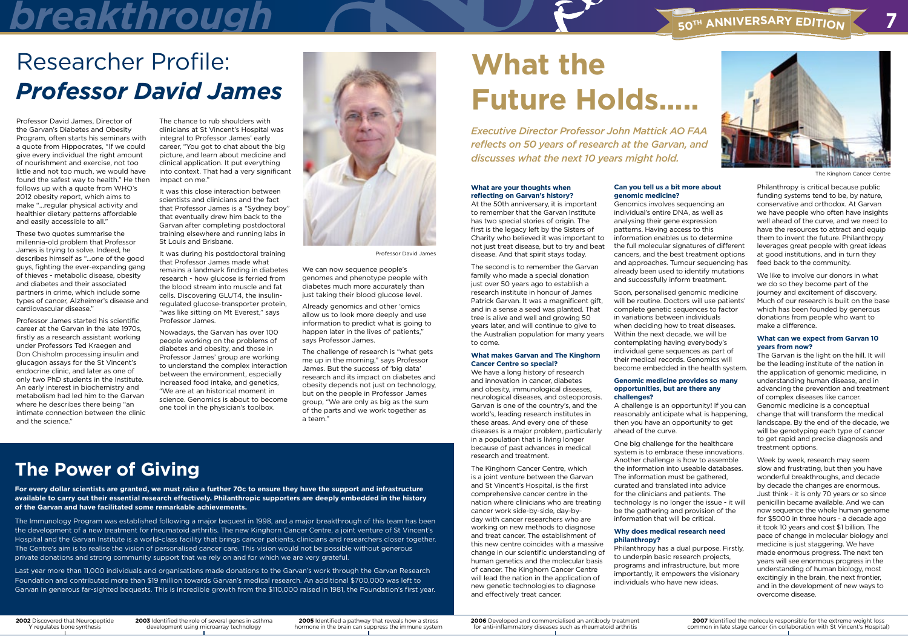# Researcher Profile: *Professor David James*

Professor David James, Director of the Garvan's Diabetes and Obesity Program, often starts his seminars with a quote from Hippocrates, "If we could give every individual the right amount of nourishment and exercise, not too little and not too much, we would have found the safest way to health." He then follows up with a quote from WHO's 2012 obesity report, which aims to make "...regular physical activity and healthier dietary patterns affordable and easily accessible to all."

These two quotes summarise the millennia-old problem that Professor James is trying to solve. Indeed, he describes himself as "...one of the good guys, fighting the ever-expanding gang of thieves - metabolic disease, obesity and diabetes and their associated partners in crime, which include some types of cancer, Alzheimer's disease and cardiovascular disease."

Professor James started his scientific career at the Garvan in the late 1970s, firstly as a research assistant working under Professors Ted Kraegen and Don Chisholm processing insulin and glucagon assays for the St Vincent's endocrine clinic, and later as one of only two PhD students in the Institute. An early interest in biochemistry and metabolism had led him to the Garvan where he describes there being "an intimate connection between the clinic and the science."

The chance to rub shoulders with clinicians at St Vincent's Hospital was integral to Professor James' early career, "You got to chat about the big picture, and learn about medicine and clinical application. It put everything into context. That had a very significant impact on me."

It was this close interaction between scientists and clinicians and the fact that Professor James is a "Sydney boy" that eventually drew him back to the Garvan after completing postdoctoral training elsewhere and running labs in St Louis and Brisbane.

It was during his postdoctoral training that Professor James made what remains a landmark finding in diabetes research - how glucose is ferried from the blood stream into muscle and fat cells. Discovering GLUT4, the insulin-regulated glucose-transporter protein, "was like sitting on Mt Everest," says Professor James.

Nowadays, the Garvan has over 100 people working on the problems of diabetes and obesity, and those in Professor James' group are working to understand the complex interaction between the environment, especially increased food intake, and genetics, "We are at an historical moment in science. Genomics is about to become one tool in the physician's toolbox.

Professor David James

We can now sequence people's genomes and phenotype people with diabetes much more accurately than just taking their blood glucose level.

Already genomics and other 'omics allow us to look more deeply and use information to predict what is going to happen later in the lives of patients," says Professor James.

The challenge of research is "what gets me up in the morning," says Professor James. But the success of 'big data' research and its impact on diabetes and obesity depends not just on technology, but on the people in Professor James group, "We are only as big as the sum of the parts and we work together as a team."

## The Power of Giving

**For every dollar scientists are granted, we must raise a further 70c to ensure they have the support and infrastructure available to carry out their essential research effectively. Philanthropic supporters are deeply embedded in the history of the Garvan and have facilitated some remarkable achievements.**

The Immunology Program was established following a major bequest in 1998, and a major breakthrough of this team has been the development of a new treatment for rheumatoid arthritis. The new Kinghorn Cancer Centre, a joint venture of St Vincent's Hospital and the Garvan Institute is a world-class facility that brings cancer patients, clinicians and researchers closer together. The Centre's aim is to realise the vision of personalised cancer care. This vision would not be possible without generous private donations and strong community support that we rely on and for which we are very grateful.

Last year more than 11,000 individuals and organisations made donations to the Garvan's work through the Garvan Research Foundation and contributed more than $19 million towards Garvan's medical research. An additional $700,000 was left to Garvan in generous far-sighted bequests. This is incredible growth from the $110,000 raised in 1981, the Foundation's first year.

# What the Future Holds.....

*Executive Director Professor John Mattick AO FAA reflects on 50 years of research at the Garvan, and discusses what the next 10 years might hold.*

The Kinghorn Cancer Centre

**What are your thoughts when reflecting on Garvan's history?**

At the 50th anniversary, it is important to remember that the Garvan Institute has two special stories of origin. The first is the legacy left by the Sisters of Charity who believed it was important to not just treat disease, but to try and beat disease. And that spirit stays today.

The second is to remember the Garvan family who made a special donation just over 50 years ago to establish a research institute in honour of James Patrick Garvan. It was a magnificent gift, and in a sense a seed was planted. That tree is alive and well and growing 50 years later, and will continue to give to the Australian population for many years to come.

**What makes Garvan and The Kinghorn Cancer Centre so special?**

We have a long history of research and innovation in cancer, diabetes and obesity, immunological diseases, neurological diseases, and osteoporosis. Garvan is one of the country's, and the world's, leading research institutes in these areas. And every one of these diseases is a major problem, particularly in a population that is living longer because of past advances in medical research and treatment.

The Kinghorn Cancer Centre, which is a joint venture between the Garvan and St Vincent's Hospital, is the first comprehensive cancer centre in the nation where clinicians who are treating cancer work side-by-side, day-by-day with cancer researchers who are working on new methods to diagnose and treat cancer. The establishment of this new centre coincides with a massive change in our scientific understanding of human genetics and the molecular basis of cancer. The Kinghorn Cancer Centre will lead the nation in the application of new genetic technologies to diagnose and effectively treat cancer.

**Can you tell us a bit more about genomic medicine?**

Genomics involves sequencing an individual's entire DNA, as well as analysing their gene expression patterns. Having access to this information enables us to determine the full molecular signatures of different cancers, and the best treatment options and approaches. Tumour sequencing has already been used to identify mutations and successfully inform treatment.

Soon, personalised genomic medicine will be routine. Doctors will use patients' complete genetic sequences to factor in variations between individuals when deciding how to treat diseases. Within the next decade, we will be contemplating having everybody's individual gene sequences as part of their medical records. Genomics will become embedded in the health system.

**Genomic medicine provides so many opportunities, but are there any challenges?**

A challenge is an opportunity! If you can reasonably anticipate what is happening, then you have an opportunity to get ahead of the curve.

One big challenge for the healthcare system is to embrace these innovations. Another challenge is how to assemble the information into useable databases. The information must be gathered, curated and translated into advice for the clinicians and patients. The technology is no longer the issue - it will be the gathering and provision of the information that will be critical.

**Why does medical research need philanthropy?**

Philanthropy has a dual purpose. Firstly, to underpin basic research projects, programs and infrastructure, but more importantly, it empowers the visionary individuals who have new ideas.

Philanthropy is critical because public funding systems tend to be, by nature, conservative and orthodox. At Garvan we have people who often have insights well ahead of the curve, and we need to have the resources to attract and equip them to invent the future. Philanthropy leverages great people with great ideas at good institutions, and in turn they feed back to the community.

We like to involve our donors in what we do so they become part of the journey and excitement of discovery. Much of our research is built on the base which has been founded by generous donations from people who want to make a difference.

**What can we expect from Garvan 10 years from now?**

The Garvan is the light on the hill. It will be the leading institute of the nation in the application of genomic medicine, in understanding human disease, and in advancing the prevention and treatment of complex diseases like cancer. Genomic medicine is a conceptual change that will transform the medical landscape. By the end of the decade, we will be genotyping each type of cancer to get rapid and precise diagnosis and treatment options.

Week by week, research may seem slow and frustrating, but then you have wonderful breakthroughs, and decade by decade the changes are enormous. Just think - it is only 70 years or so since penicillin became available. And we can now sequence the whole human genome for $5000 in three hours - a decade ago it took 10 years and cost $1 billion. The pace of change in molecular biology and medicine is just staggering. We have made enormous progress. The next ten years will see enormous progress in the understanding of human biology, most excitingly in the brain, the next frontier, and in the development of new ways to overcome disease.

**2002** Discovered that Neuropeptide Y regulates bone synthesis

**2003** Identified the role of several genes in asthma development using microarray technology

**2005** Identified a pathway that reveals how a stress hormone in the brain can suppress the immune system

**2006** Developed and commercialised an antibody treatment for anti-inflammatory diseases such as rheumatoid arthritis

**2007** Identified the molecule responsible for the extreme weight loss common in late stage cancer (in collaboration with St Vincent's Hospital)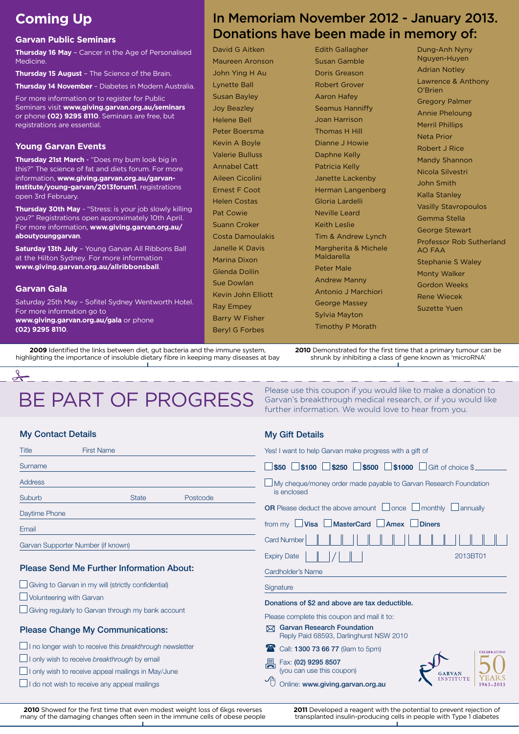## Coming Up

### Garvan Public Seminars

**Thursday 16 May** – Cancer in the Age of Personalised Medicine.

**Thursday 15 August** – The Science of the Brain.

**Thursday 14 November** – Diabetes in Modern Australia.

For more information or to register for Public Seminars visit **www.giving.garvan.org.au/seminars** or phone **(02) 9295 8110**. Seminars are free, but registrations are essential.

### Young Garvan Events

**Thursday 21st March** - "Does my bum look big in this?" The science of fat and diets forum. For more information, **www.giving.garvan.org.au/garvan-institute/young-garvan/2013forum1**, registrations open 3rd February.

**Thursday 30th May** - "Stress: is your job slowly killing you?" Registrations open approximately 10th April. For more information, **www.giving.garvan.org.au/aboutyounggarvan**.

**Saturday 13th July** – Young Garvan All Ribbons Ball at the Hilton Sydney. For more information **www.giving.garvan.org.au/allribbonsball**.

### Garvan Gala

Saturday 25th May – Sofitel Sydney Wentworth Hotel. For more information go to **www.giving.garvan.org.au/gala** or phone **(02) 9295 8110**.

## In Memoriam November 2012 - January 2013. Donations have been made in memory of:

David G Aitken
Maureen Aronson
John Ying H Au
Lynette Ball
Susan Bayley
Joy Beazley
Helene Bell
Peter Boersma
Kevin A Boyle
Valerie Bulluss
Annabel Catt
Aileen Cicolini
Ernest F Coot
Helen Costas
Pat Cowie
Suann Croker
Costa Damoulakis
Janelle K Davis
Marina Dixon
Glenda Dollin
Sue Dowlan
Kevin John Elliott
Ray Empey
Barry W Fisher
Beryl G Forbes
Edith Gallagher
Susan Gamble
Doris Greason
Robert Grover
Aaron Hafey
Seamus Hanniffy
Joan Harrison
Thomas H Hill
Dianne J Howie
Daphne Kelly
Patricia Kelly
Janette Lackenby
Herman Langenberg
Gloria Lardelli
Neville Leard
Keith Leslie
Tim & Andrew Lynch
Margherita & Michele Maldarella
Peter Male
Andrew Manny
Antonio J Marchiori
George Massey
Sylvia Mayton
Timothy P Morath
Dung-Anh Nyny Nguyen-Huyen
Adrian Notley
Lawrence & Anthony O'Brien
Gregory Palmer
Annie Pheloung
Merril Phillips
Neta Prior
Robert J Rice
Mandy Shannon
Nicola Silvestri
John Smith
Kalla Stanley
Vasilly Stavropoulos
Gemma Stella
George Stewart
Professor Rob Sutherland AO FAA
Stephanie S Waley
Monty Walker
Gordon Weeks
Rene Wiecek
Suzette Yuen

**2009** Identified the links between diet, gut bacteria and the immune system, highlighting the importance of insoluble dietary fibre in keeping many diseases at bay

**2010** Demonstrated for the first time that a primary tumour can be shrunk by inhibiting a class of gene known as 'microRNA'

# BE PART OF PROGRESS

Please use this coupon if you would like to make a donation to Garvan's breakthrough medical research, or if you would like further information. We would love to hear from you.

### My Contact Details

Title ______ First Name ______

Surname ______

Address ______

Suburb ______ State ______ Postcode ______

Daytime Phone ______

Email ______

Garvan Supporter Number (if known) ______

### Please Send Me Further Information About:

- ☐ Giving to Garvan in my will (strictly confidential)
- ☐ Volunteering with Garvan
- ☐ Giving regularly to Garvan through my bank account

### Please Change My Communications:

- ☐ I no longer wish to receive this *breakthrough* newsletter
- ☐ I only wish to receive *breakthrough* by email
- ☐ I only wish to receive appeal mailings in May/June
- ☐ I do not wish to receive any appeal mailings

### My Gift Details

Yes! I want to help Garvan make progress with a gift of

☐ **$50** ☐ **$100** ☐ **$250** ☐ **$500** ☐ **$1000** ☐ Gift of choice $______

☐ My cheque/money order made payable to Garvan Research Foundation is enclosed

**OR** Please deduct the above amount ☐ once ☐ monthly ☐ annually

from my ☐ **Visa** ☐ **MasterCard** ☐ **Amex** ☐ **Diners**

Card Number ______

Expiry Date ___ / ___

2013BT01

Cardholder's Name ______

Signature ______

**Donations of $2 and above are tax deductible.**

Please complete this coupon and mail it to:

**Garvan Research Foundation**
Reply Paid 68593, Darlinghurst NSW 2010

Call: **1300 73 66 77** (9am to 5pm)

Fax: **(02) 9295 8507**
(you can use this coupon)

Online: **www.giving.garvan.org.au**

GARVAN INSTITUTE
CELEBRATING 50 YEARS 1963-2013

**2010** Showed for the first time that even modest weight loss of 6kgs reverses many of the damaging changes often seen in the immune cells of obese people

**2011** Developed a reagent with the potential to prevent rejection of transplanted insulin-producing cells in people with Type 1 diabetes